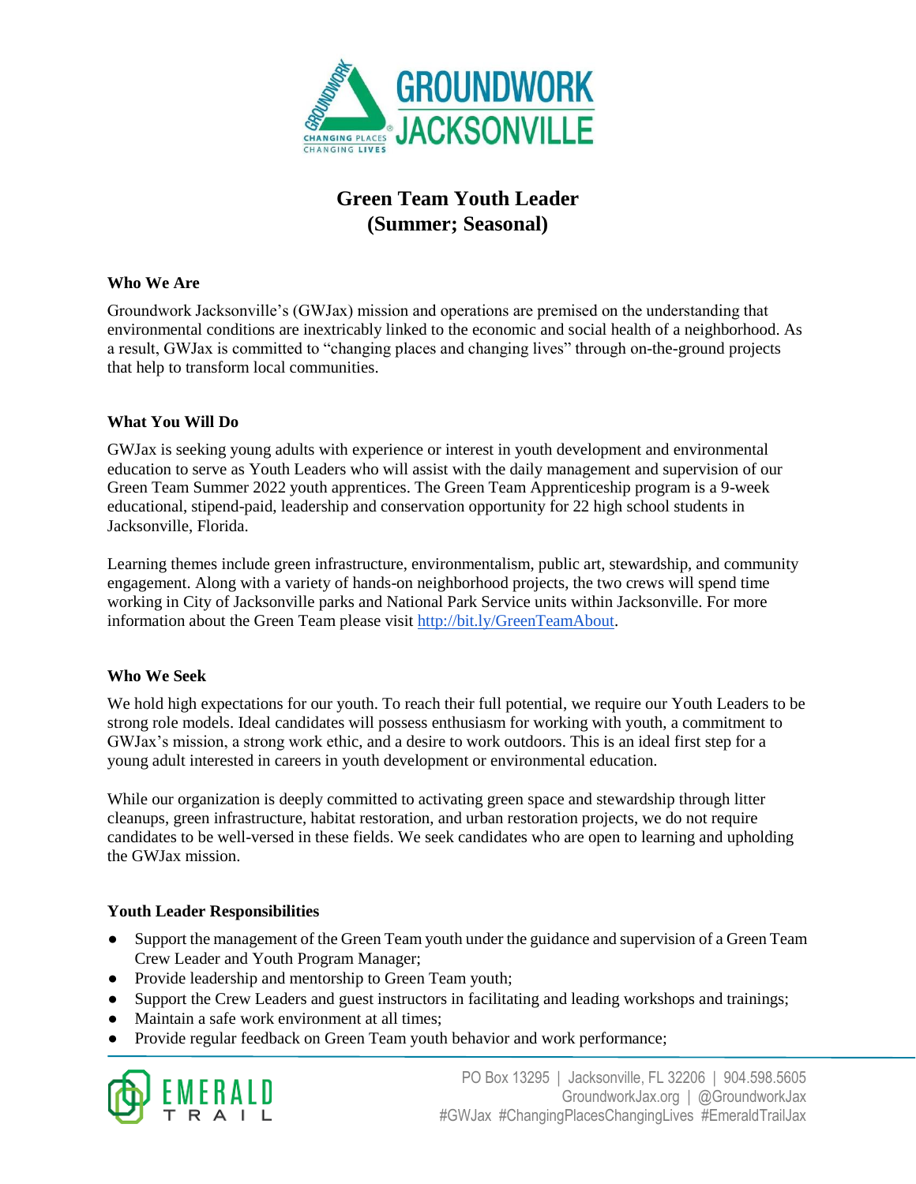# Green Team Youth Leader
# (Summer; Seasonal)

### Who We Are

Groundwork Jacksonville's (GWJax) mission and operations are premised on the understanding that environmental conditions are inextricably linked to the economic and social health of a neighborhood. As a result, GWJax is committed to "changing places and changing lives" through on-the-ground projects that help to transform local communities.

### What You Will Do

GWJax is seeking young adults with experience or interest in youth development and environmental education to serve as Youth Leaders who will assist with the daily management and supervision of our Green Team Summer 2022 youth apprentices. The Green Team Apprenticeship program is a 9-week educational, stipend-paid, leadership and conservation opportunity for 22 high school students in Jacksonville, Florida.

Learning themes include green infrastructure, environmentalism, public art, stewardship, and community engagement. Along with a variety of hands-on neighborhood projects, the two crews will spend time working in City of Jacksonville parks and National Park Service units within Jacksonville. For more information about the Green Team please visit [http://bit.ly/GreenTeamAbout](http://bit.ly/GreenTeamAbout).

### Who We Seek

We hold high expectations for our youth. To reach their full potential, we require our Youth Leaders to be strong role models. Ideal candidates will possess enthusiasm for working with youth, a commitment to GWJax's mission, a strong work ethic, and a desire to work outdoors. This is an ideal first step for a young adult interested in careers in youth development or environmental education.

While our organization is deeply committed to activating green space and stewardship through litter cleanups, green infrastructure, habitat restoration, and urban restoration projects, we do not require candidates to be well-versed in these fields. We seek candidates who are open to learning and upholding the GWJax mission.

### Youth Leader Responsibilities

- Support the management of the Green Team youth under the guidance and supervision of a Green Team Crew Leader and Youth Program Manager;
- Provide leadership and mentorship to Green Team youth;
- Support the Crew Leaders and guest instructors in facilitating and leading workshops and trainings;
- Maintain a safe work environment at all times;
- Provide regular feedback on Green Team youth behavior and work performance;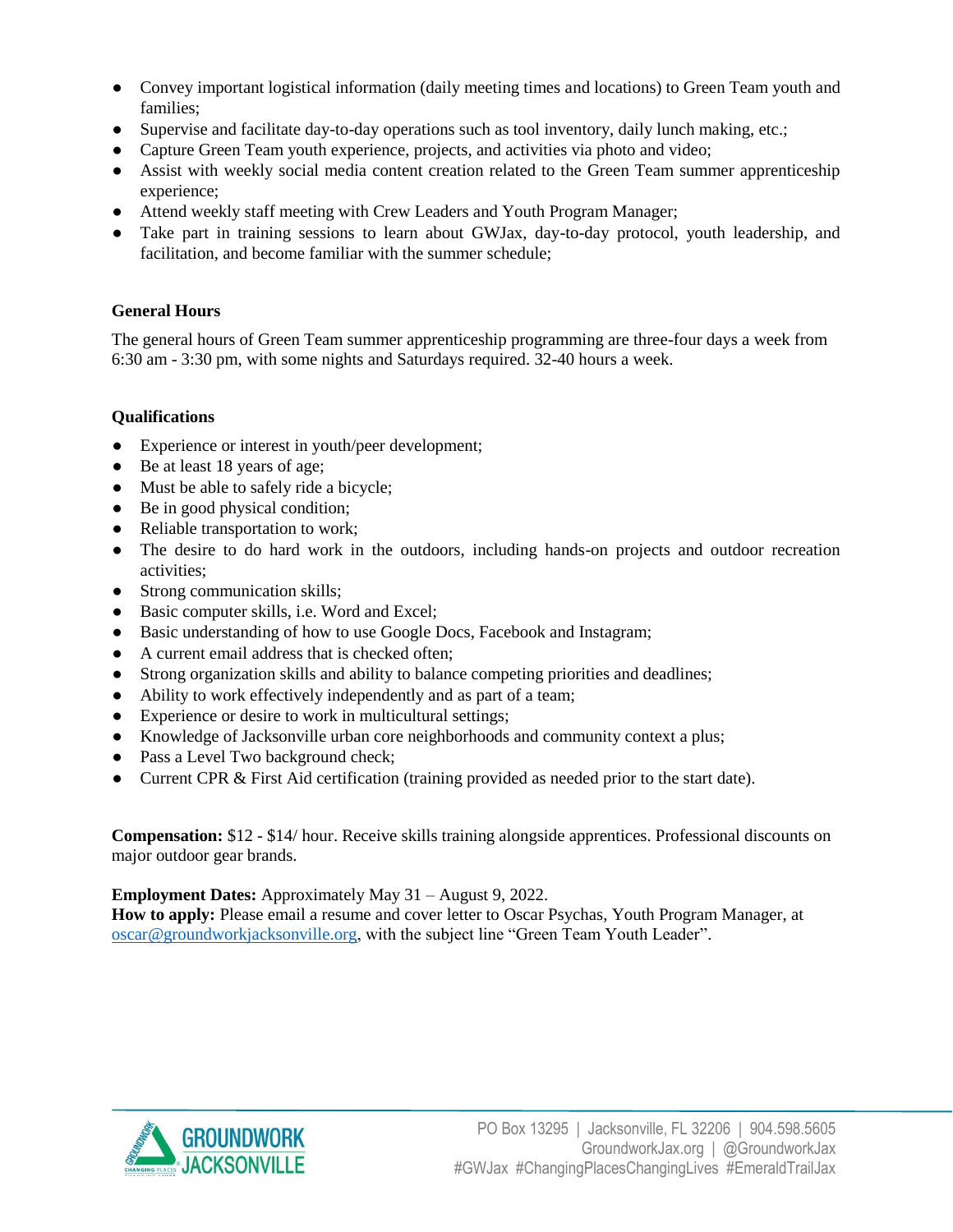- Convey important logistical information (daily meeting times and locations) to Green Team youth and families;
- Supervise and facilitate day-to-day operations such as tool inventory, daily lunch making, etc.;
- Capture Green Team youth experience, projects, and activities via photo and video;
- Assist with weekly social media content creation related to the Green Team summer apprenticeship experience;
- Attend weekly staff meeting with Crew Leaders and Youth Program Manager;
- Take part in training sessions to learn about GWJax, day-to-day protocol, youth leadership, and facilitation, and become familiar with the summer schedule;

**General Hours**

The general hours of Green Team summer apprenticeship programming are three-four days a week from 6:30 am - 3:30 pm, with some nights and Saturdays required. 32-40 hours a week.

**Qualifications**

- Experience or interest in youth/peer development;
- Be at least 18 years of age;
- Must be able to safely ride a bicycle;
- Be in good physical condition;
- Reliable transportation to work;
- The desire to do hard work in the outdoors, including hands-on projects and outdoor recreation activities;
- Strong communication skills;
- Basic computer skills, i.e. Word and Excel;
- Basic understanding of how to use Google Docs, Facebook and Instagram;
- A current email address that is checked often;
- Strong organization skills and ability to balance competing priorities and deadlines;
- Ability to work effectively independently and as part of a team;
- Experience or desire to work in multicultural settings;
- Knowledge of Jacksonville urban core neighborhoods and community context a plus;
- Pass a Level Two background check;
- Current CPR & First Aid certification (training provided as needed prior to the start date).

**Compensation:** $12 - $14/ hour. Receive skills training alongside apprentices. Professional discounts on major outdoor gear brands.

**Employment Dates:** Approximately May 31 – August 9, 2022.
**How to apply:** Please email a resume and cover letter to Oscar Psychas, Youth Program Manager, at oscar@groundworkjacksonville.org, with the subject line "Green Team Youth Leader".

GROUNDWORK JACKSONVILLE

PO Box 13295 | Jacksonville, FL 32206 | 904.598.5605
GroundworkJax.org | @GroundworkJax
#GWJax #ChangingPlacesChangingLives #EmeraldTrailJax